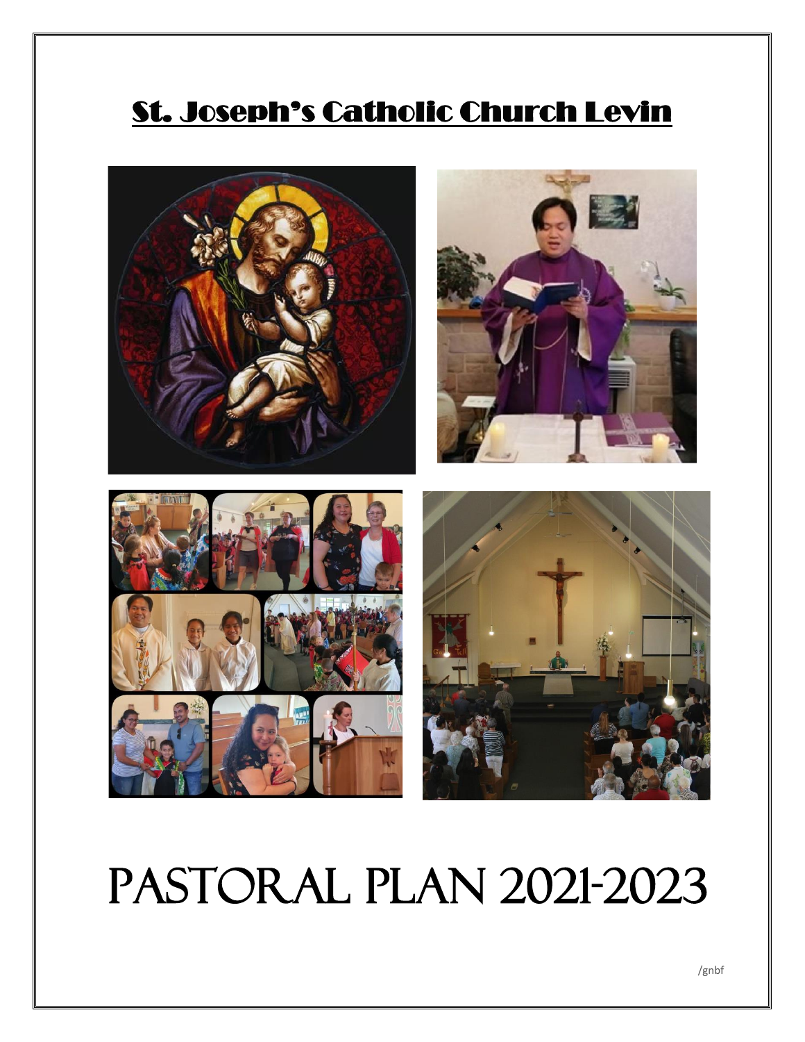# St. Joseph's Catholic Church Levin

# PASTORAL PLAN 2021-2023

/gnbf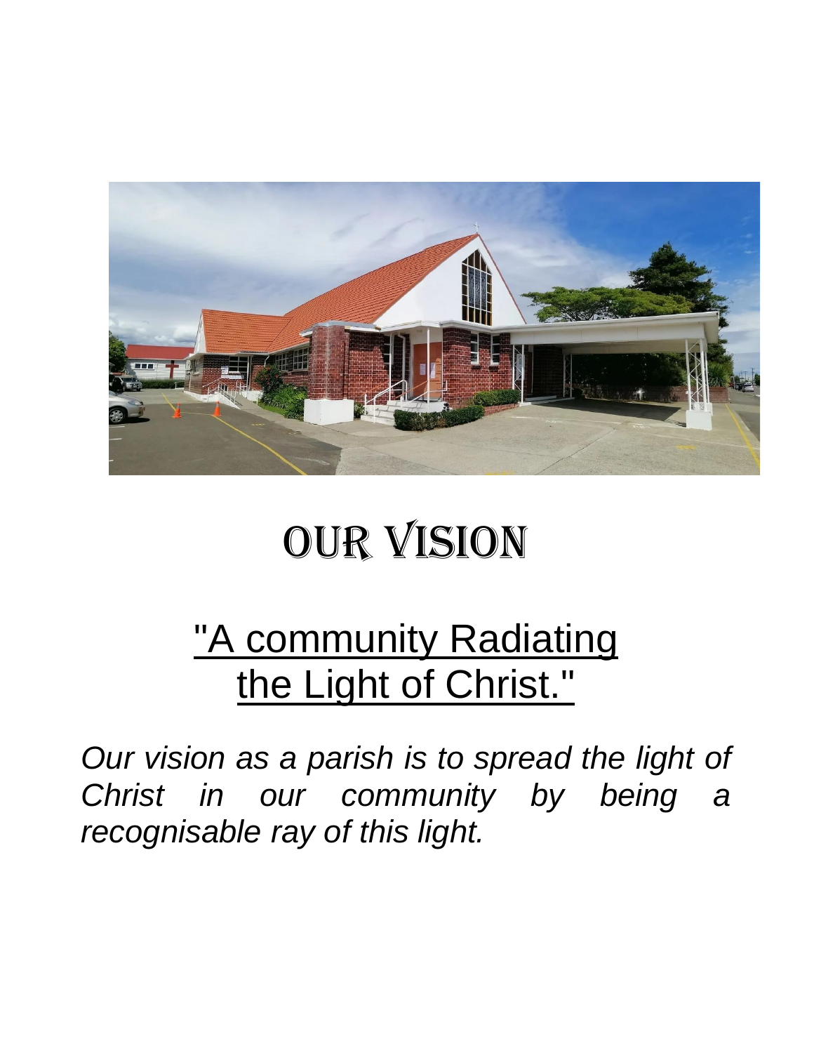# OUR VISION

## "A community Radiating the Light of Christ."

*Our vision as a parish is to spread the light of Christ in our community by being a recognisable ray of this light.*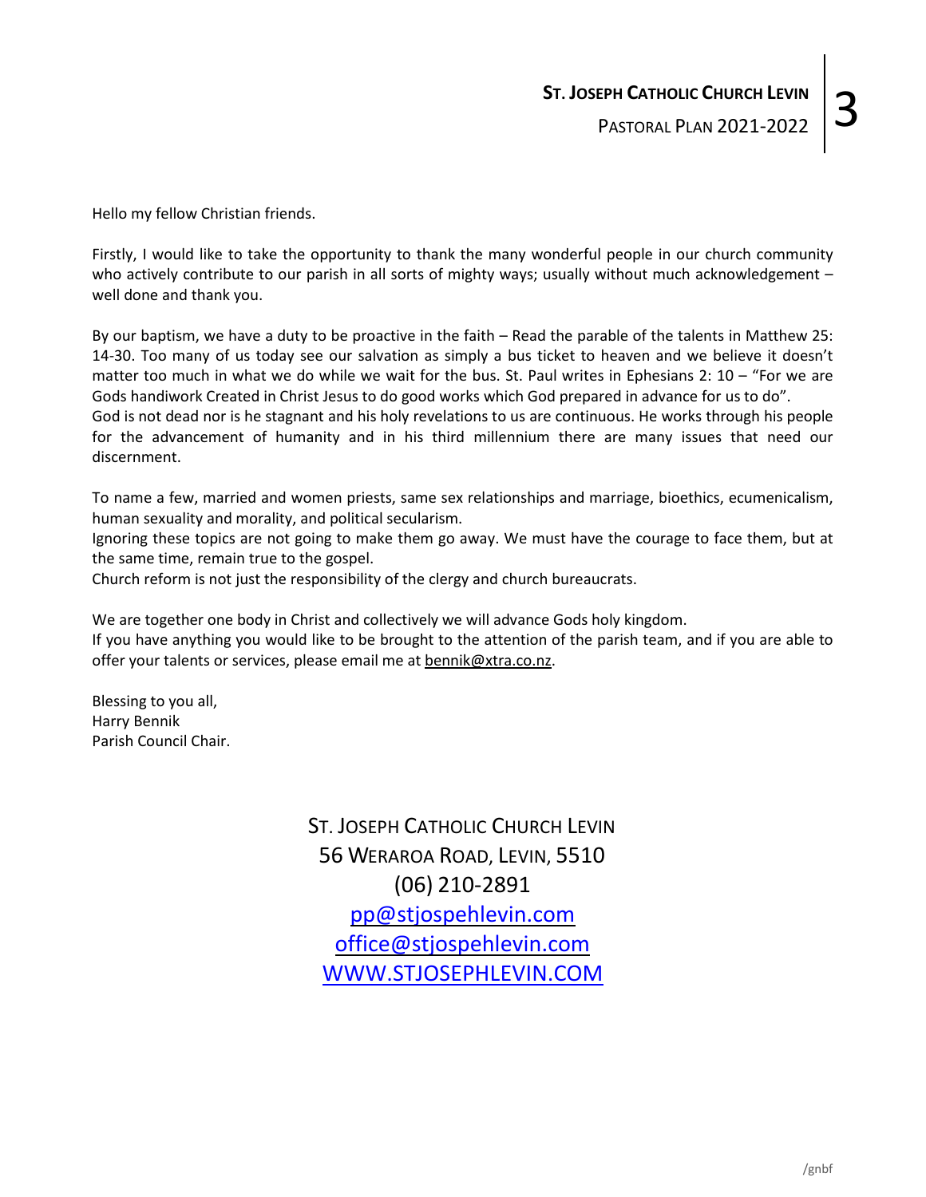Hello my fellow Christian friends.

Firstly, I would like to take the opportunity to thank the many wonderful people in our church community who actively contribute to our parish in all sorts of mighty ways; usually without much acknowledgement – well done and thank you.

By our baptism, we have a duty to be proactive in the faith – Read the parable of the talents in Matthew 25: 14-30. Too many of us today see our salvation as simply a bus ticket to heaven and we believe it doesn't matter too much in what we do while we wait for the bus. St. Paul writes in Ephesians 2: 10 – "For we are Gods handiwork Created in Christ Jesus to do good works which God prepared in advance for us to do".
God is not dead nor is he stagnant and his holy revelations to us are continuous. He works through his people for the advancement of humanity and in his third millennium there are many issues that need our discernment.

To name a few, married and women priests, same sex relationships and marriage, bioethics, ecumenicalism, human sexuality and morality, and political secularism.
Ignoring these topics are not going to make them go away. We must have the courage to face them, but at the same time, remain true to the gospel.
Church reform is not just the responsibility of the clergy and church bureaucrats.

We are together one body in Christ and collectively we will advance Gods holy kingdom.
If you have anything you would like to be brought to the attention of the parish team, and if you are able to offer your talents or services, please email me at bennik@xtra.co.nz.

Blessing to you all,
Harry Bennik
Parish Council Chair.

ST. JOSEPH CATHOLIC CHURCH LEVIN
56 WERAROA ROAD, LEVIN, 5510
(06) 210-2891
pp@stjospehlevin.com
office@stjospehlevin.com
WWW.STJOSEPHLEVIN.COM

/gnbf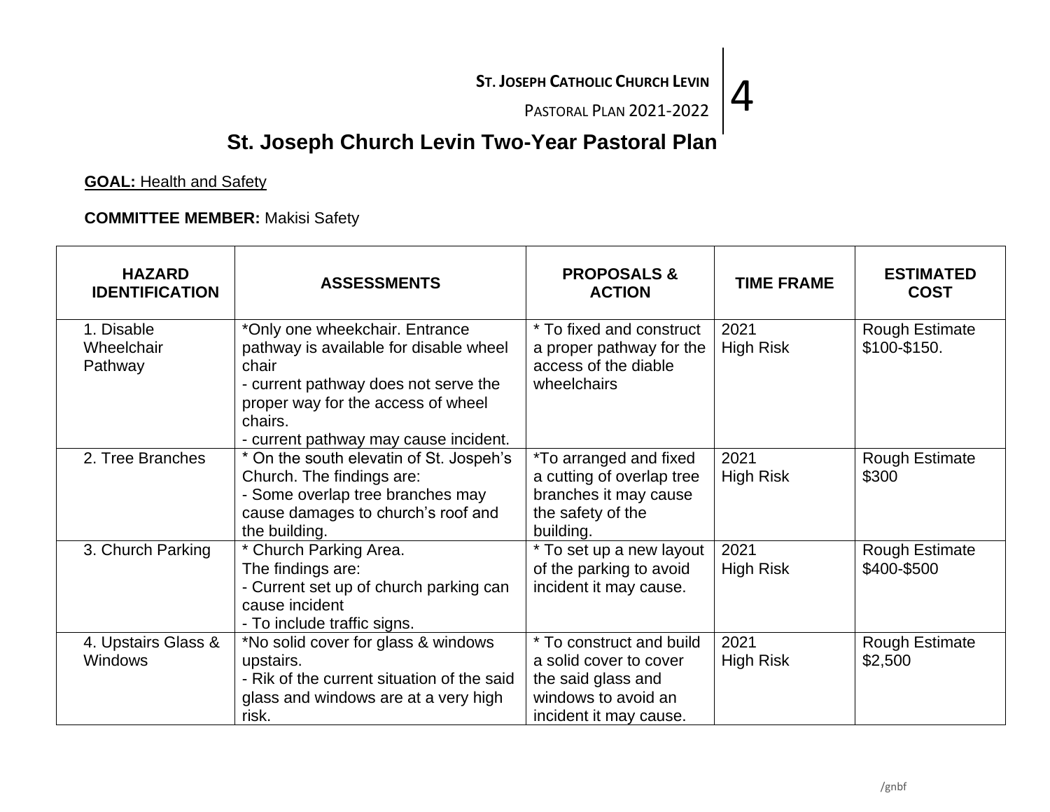# St. Joseph Church Levin Two-Year Pastoral Plan

**GOAL:** Health and Safety

**COMMITTEE MEMBER:** Makisi Safety

| HAZARD IDENTIFICATION | ASSESSMENTS | PROPOSALS & ACTION | TIME FRAME | ESTIMATED COST |
|---|---|---|---|---|
| 1. Disable Wheelchair Pathway | *Only one wheekchair. Entrance pathway is available for disable wheel chair<br>- current pathway does not serve the proper way for the access of wheel chairs.<br>- current pathway may cause incident. | * To fixed and construct a proper pathway for the access of the diable wheelchairs | 2021<br>High Risk | Rough Estimate $100-$150. |
| 2. Tree Branches | * On the south elevatin of St. Jospeh's Church. The findings are:<br>- Some overlap tree branches may cause damages to church's roof and the building. | *To arranged and fixed a cutting of overlap tree branches it may cause the safety of the building. | 2021<br>High Risk | Rough Estimate $300 |
| 3. Church Parking | * Church Parking Area.<br>The findings are:<br>- Current set up of church parking can cause incident<br>- To include traffic signs. | * To set up a new layout of the parking to avoid incident it may cause. | 2021<br>High Risk | Rough Estimate $400-$500 |
| 4. Upstairs Glass & Windows | *No solid cover for glass & windows upstairs.<br>- Rik of the current situation of the said glass and windows are at a very high risk. | * To construct and build a solid cover to cover the said glass and windows to avoid an incident it may cause. | 2021<br>High Risk | Rough Estimate $2,500 |

/gnbf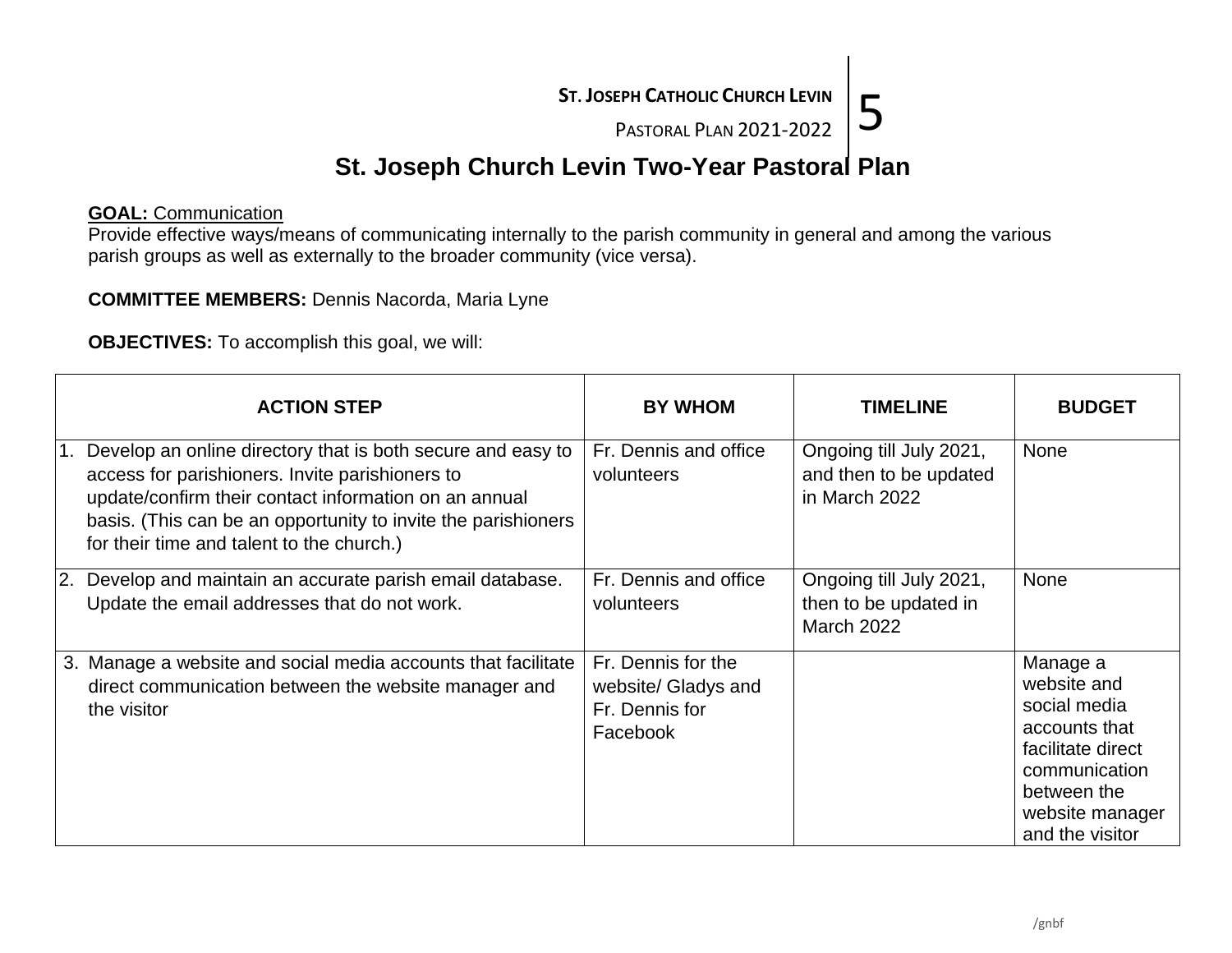# St. Joseph Church Levin Two-Year Pastoral Plan

**<u>GOAL:</u>** <u>Communication</u>
Provide effective ways/means of communicating internally to the parish community in general and among the various parish groups as well as externally to the broader community (vice versa).

**COMMITTEE MEMBERS:** Dennis Nacorda, Maria Lyne

**OBJECTIVES:** To accomplish this goal, we will:

| ACTION STEP | BY WHOM | TIMELINE | BUDGET |
|---|---|---|---|
| 1. Develop an online directory that is both secure and easy to access for parishioners. Invite parishioners to update/confirm their contact information on an annual basis. (This can be an opportunity to invite the parishioners for their time and talent to the church.) | Fr. Dennis and office volunteers | Ongoing till July 2021, and then to be updated in March 2022 | None |
| 2. Develop and maintain an accurate parish email database. Update the email addresses that do not work. | Fr. Dennis and office volunteers | Ongoing till July 2021, then to be updated in March 2022 | None |
| 3. Manage a website and social media accounts that facilitate direct communication between the website manager and the visitor | Fr. Dennis for the website/ Gladys and Fr. Dennis for Facebook | | Manage a website and social media accounts that facilitate direct communication between the website manager and the visitor |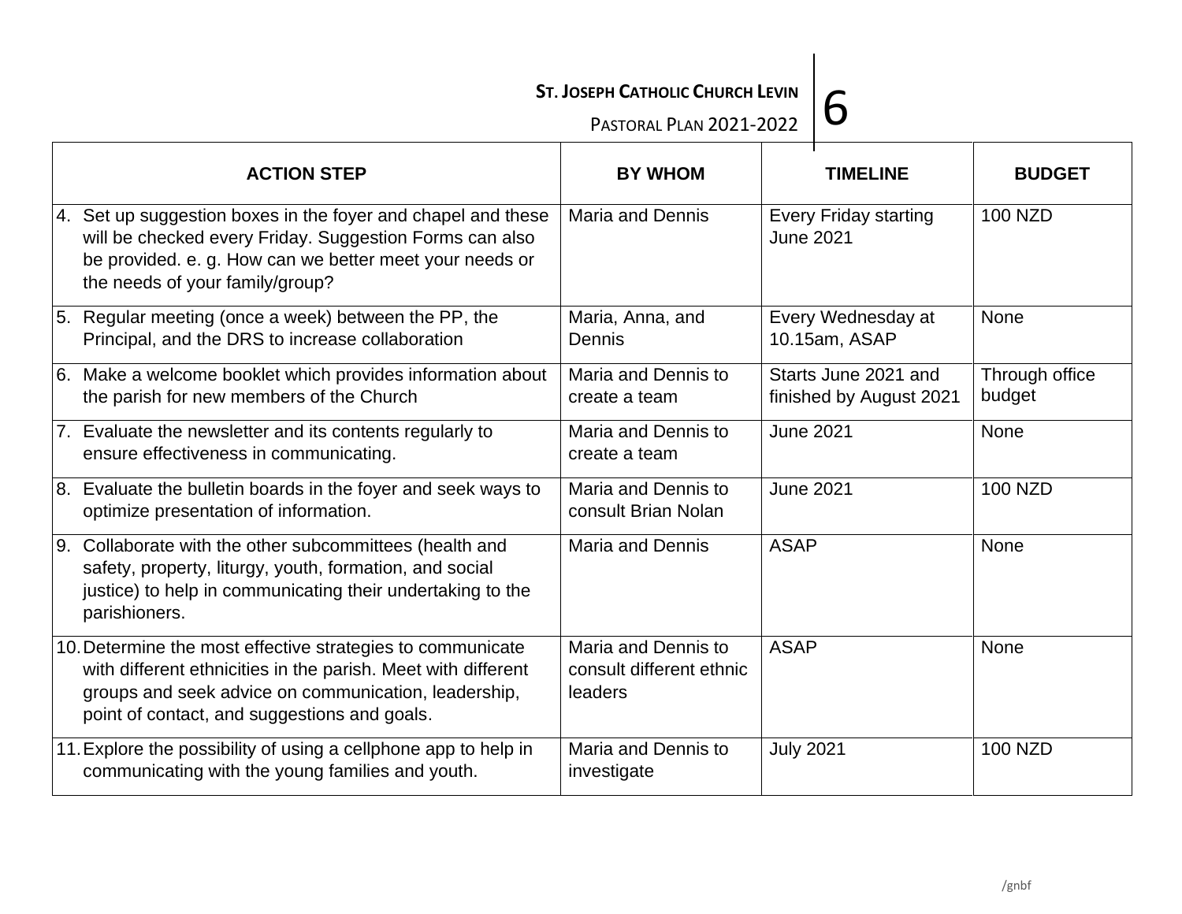| ACTION STEP | BY WHOM | TIMELINE | BUDGET |
|---|---|---|---|
| 4. Set up suggestion boxes in the foyer and chapel and these will be checked every Friday. Suggestion Forms can also be provided. e. g. How can we better meet your needs or the needs of your family/group? | Maria and Dennis | Every Friday starting June 2021 | 100 NZD |
| 5. Regular meeting (once a week) between the PP, the Principal, and the DRS to increase collaboration | Maria, Anna, and Dennis | Every Wednesday at 10.15am, ASAP | None |
| 6. Make a welcome booklet which provides information about the parish for new members of the Church | Maria and Dennis to create a team | Starts June 2021 and finished by August 2021 | Through office budget |
| 7. Evaluate the newsletter and its contents regularly to ensure effectiveness in communicating. | Maria and Dennis to create a team | June 2021 | None |
| 8. Evaluate the bulletin boards in the foyer and seek ways to optimize presentation of information. | Maria and Dennis to consult Brian Nolan | June 2021 | 100 NZD |
| 9. Collaborate with the other subcommittees (health and safety, property, liturgy, youth, formation, and social justice) to help in communicating their undertaking to the parishioners. | Maria and Dennis | ASAP | None |
| 10. Determine the most effective strategies to communicate with different ethnicities in the parish. Meet with different groups and seek advice on communication, leadership, point of contact, and suggestions and goals. | Maria and Dennis to consult different ethnic leaders | ASAP | None |
| 11. Explore the possibility of using a cellphone app to help in communicating with the young families and youth. | Maria and Dennis to investigate | July 2021 | 100 NZD |

/gnbf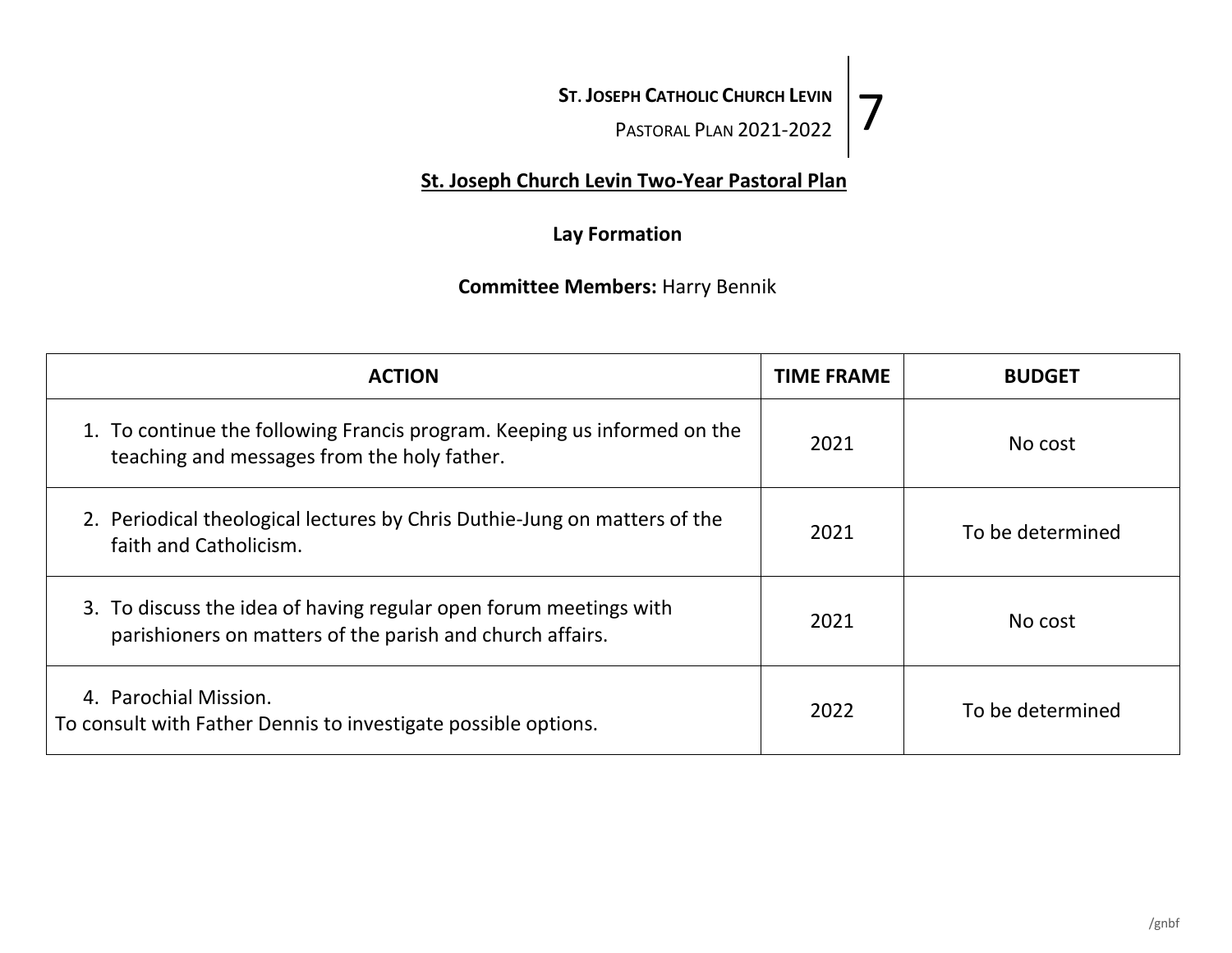**St. Joseph Church Levin Two-Year Pastoral Plan**

**Lay Formation**

**Committee Members:** Harry Bennik

| ACTION | TIME FRAME | BUDGET |
|---|---|---|
| 1. To continue the following Francis program. Keeping us informed on the teaching and messages from the holy father. | 2021 | No cost |
| 2. Periodical theological lectures by Chris Duthie-Jung on matters of the faith and Catholicism. | 2021 | To be determined |
| 3. To discuss the idea of having regular open forum meetings with parishioners on matters of the parish and church affairs. | 2021 | No cost |
| 4. Parochial Mission. To consult with Father Dennis to investigate possible options. | 2022 | To be determined |

/gnbf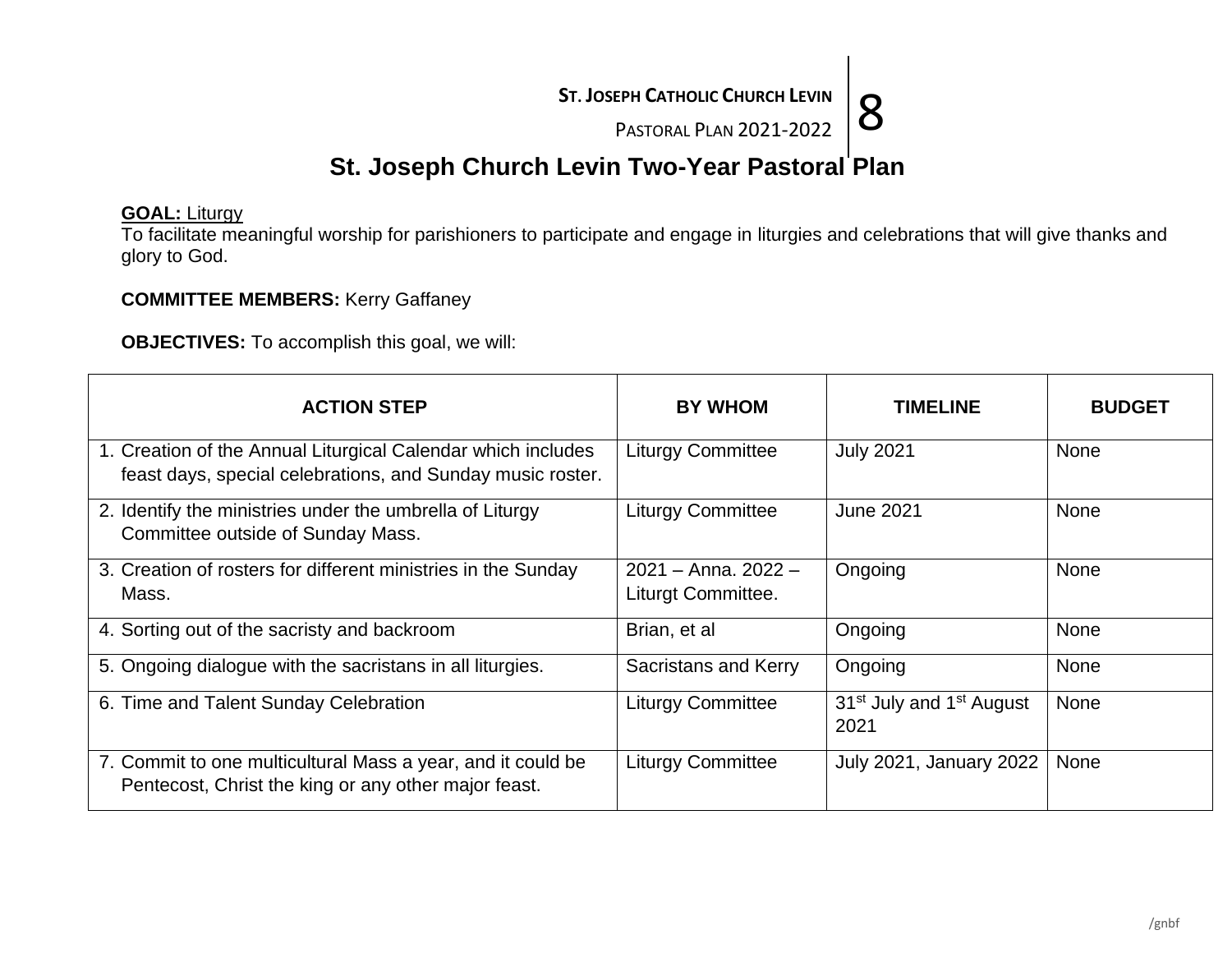# St. Joseph Church Levin Two-Year Pastoral Plan

**GOAL:** Liturgy
To facilitate meaningful worship for parishioners to participate and engage in liturgies and celebrations that will give thanks and glory to God.

**COMMITTEE MEMBERS:** Kerry Gaffaney

**OBJECTIVES:** To accomplish this goal, we will:

| ACTION STEP | BY WHOM | TIMELINE | BUDGET |
|---|---|---|---|
| 1. Creation of the Annual Liturgical Calendar which includes feast days, special celebrations, and Sunday music roster. | Liturgy Committee | July 2021 | None |
| 2. Identify the ministries under the umbrella of Liturgy Committee outside of Sunday Mass. | Liturgy Committee | June 2021 | None |
| 3. Creation of rosters for different ministries in the Sunday Mass. | 2021 – Anna. 2022 – Liturgt Committee. | Ongoing | None |
| 4. Sorting out of the sacristy and backroom | Brian, et al | Ongoing | None |
| 5. Ongoing dialogue with the sacristans in all liturgies. | Sacristans and Kerry | Ongoing | None |
| 6. Time and Talent Sunday Celebration | Liturgy Committee | 31st July and 1st August 2021 | None |
| 7. Commit to one multicultural Mass a year, and it could be Pentecost, Christ the king or any other major feast. | Liturgy Committee | July 2021, January 2022 | None |

/gnbf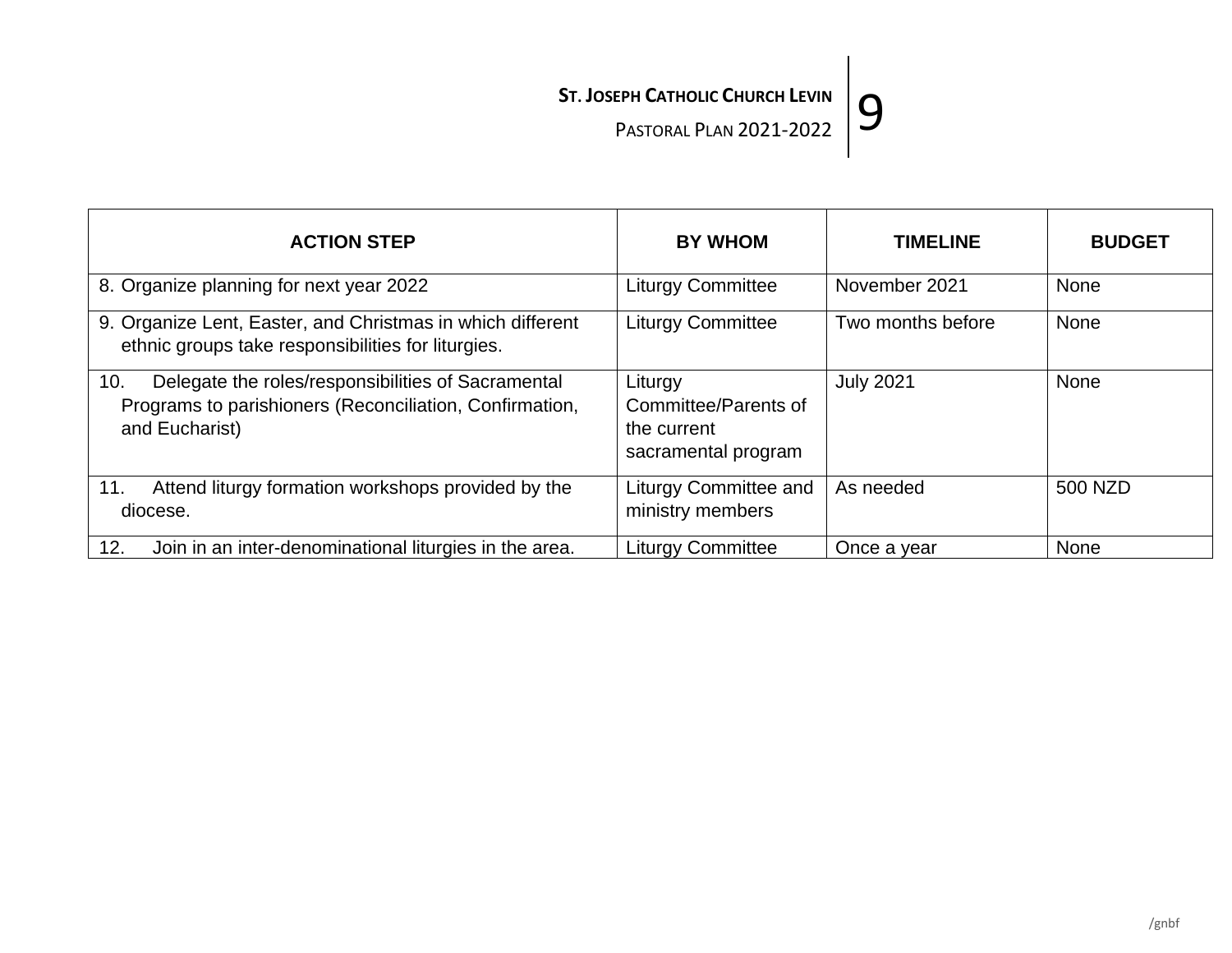| ACTION STEP | BY WHOM | TIMELINE | BUDGET |
|---|---|---|---|
| 8. Organize planning for next year 2022 | Liturgy Committee | November 2021 | None |
| 9. Organize Lent, Easter, and Christmas in which different ethnic groups take responsibilities for liturgies. | Liturgy Committee | Two months before | None |
| 10. Delegate the roles/responsibilities of Sacramental Programs to parishioners (Reconciliation, Confirmation, and Eucharist) | Liturgy Committee/Parents of the current sacramental program | July 2021 | None |
| 11. Attend liturgy formation workshops provided by the diocese. | Liturgy Committee and ministry members | As needed | 500 NZD |
| 12. Join in an inter-denominational liturgies in the area. | Liturgy Committee | Once a year | None |

/gnbf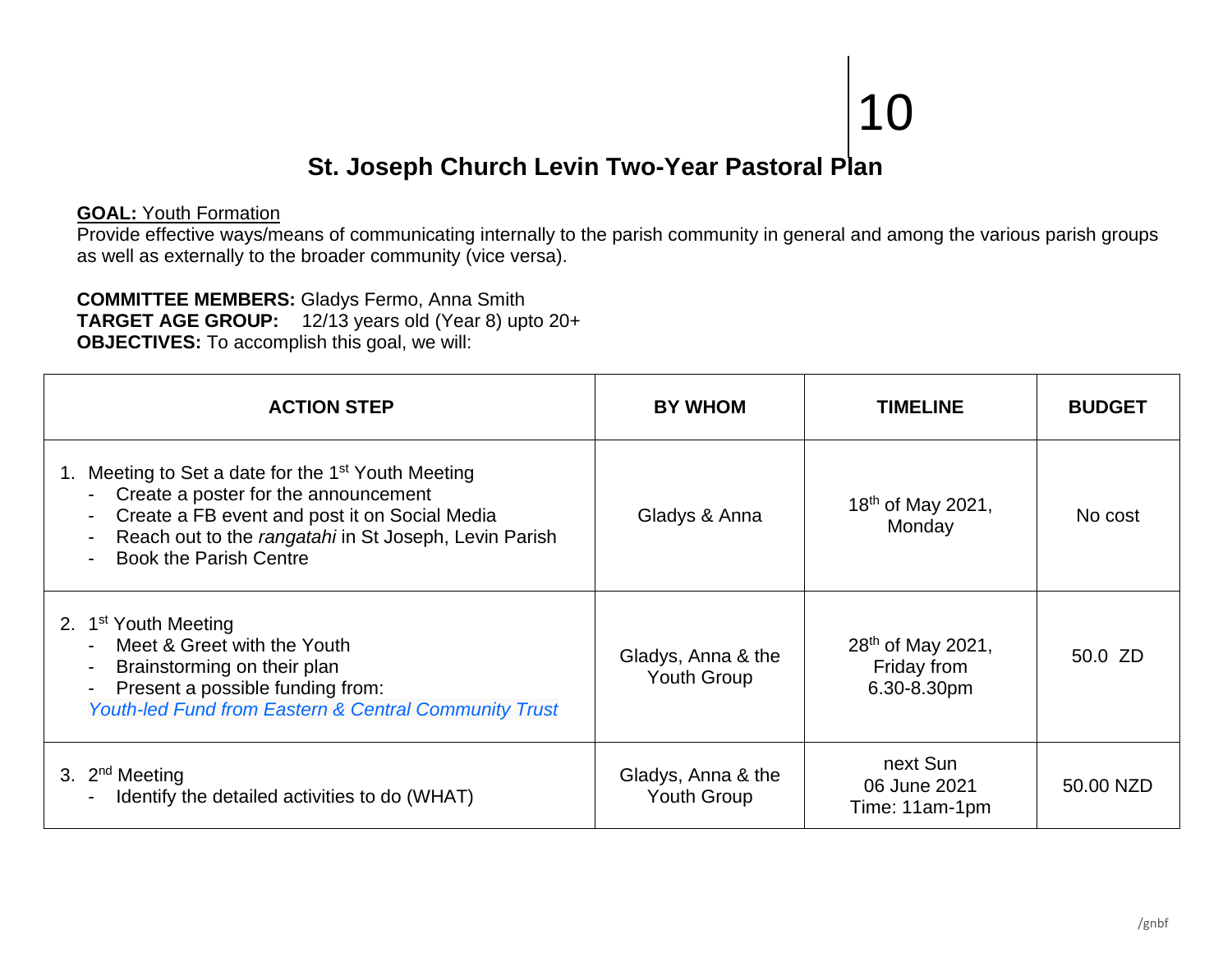# St. Joseph Church Levin Two-Year Pastoral Plan

**GOAL:** Youth Formation
Provide effective ways/means of communicating internally to the parish community in general and among the various parish groups as well as externally to the broader community (vice versa).

**COMMITTEE MEMBERS:** Gladys Fermo, Anna Smith
**TARGET AGE GROUP:** 12/13 years old (Year 8) upto 20+
**OBJECTIVES:** To accomplish this goal, we will:

| ACTION STEP | BY WHOM | TIMELINE | BUDGET |
|---|---|---|---|
| 1. Meeting to Set a date for the 1st Youth Meeting<br>- Create a poster for the announcement<br>- Create a FB event and post it on Social Media<br>- Reach out to the *rangatahi* in St Joseph, Levin Parish<br>- Book the Parish Centre | Gladys & Anna | 18th of May 2021, Monday | No cost |
| 2. 1st Youth Meeting<br>- Meet & Greet with the Youth<br>- Brainstorming on their plan<br>- Present a possible funding from:<br>*Youth-led Fund from Eastern & Central Community Trust* | Gladys, Anna & the Youth Group | 28th of May 2021, Friday from 6.30-8.30pm | 50.0 ZD |
| 3. 2nd Meeting<br>- Identify the detailed activities to do (WHAT) | Gladys, Anna & the Youth Group | next Sun 06 June 2021 Time: 11am-1pm | 50.00 NZD |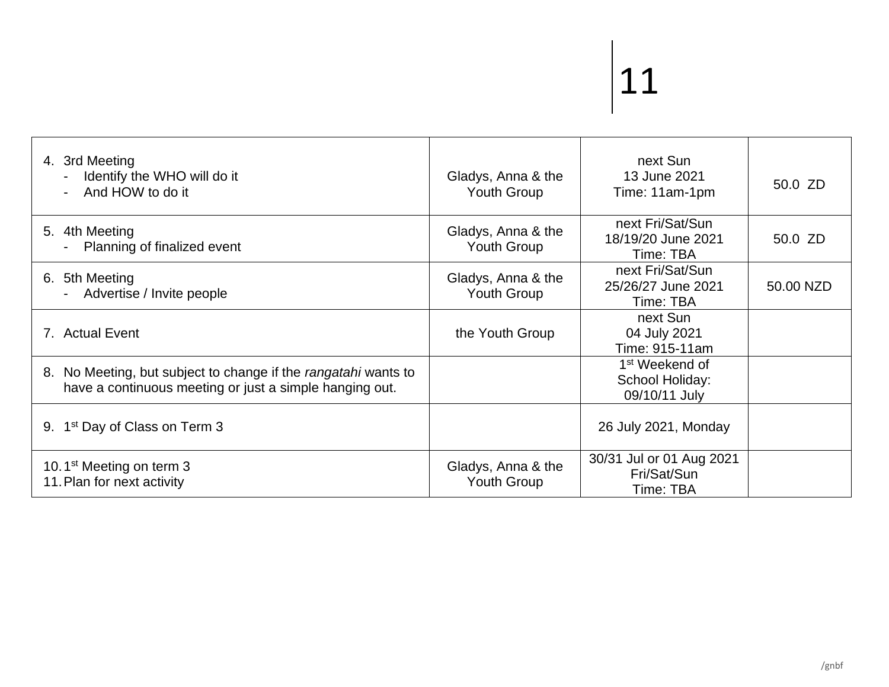| | | | |
|---|---|---|---|
| 4. 3rd Meeting<br>- Identify the WHO will do it<br>- And HOW to do it | Gladys, Anna & the Youth Group | next Sun<br>13 June 2021<br>Time: 11am-1pm | 50.0 ZD |
| 5. 4th Meeting<br>- Planning of finalized event | Gladys, Anna & the Youth Group | next Fri/Sat/Sun<br>18/19/20 June 2021<br>Time: TBA | 50.0 ZD |
| 6. 5th Meeting<br>- Advertise / Invite people | Gladys, Anna & the Youth Group | next Fri/Sat/Sun<br>25/26/27 June 2021<br>Time: TBA | 50.00 NZD |
| 7. Actual Event | the Youth Group | next Sun<br>04 July 2021<br>Time: 915-11am | |
| 8. No Meeting, but subject to change if the *rangatahi* wants to have a continuous meeting or just a simple hanging out. | | 1st Weekend of School Holiday:<br>09/10/11 July | |
| 9. 1st Day of Class on Term 3 | | 26 July 2021, Monday | |
| 10. 1st Meeting on term 3<br>11. Plan for next activity | Gladys, Anna & the Youth Group | 30/31 Jul or 01 Aug 2021<br>Fri/Sat/Sun<br>Time: TBA | |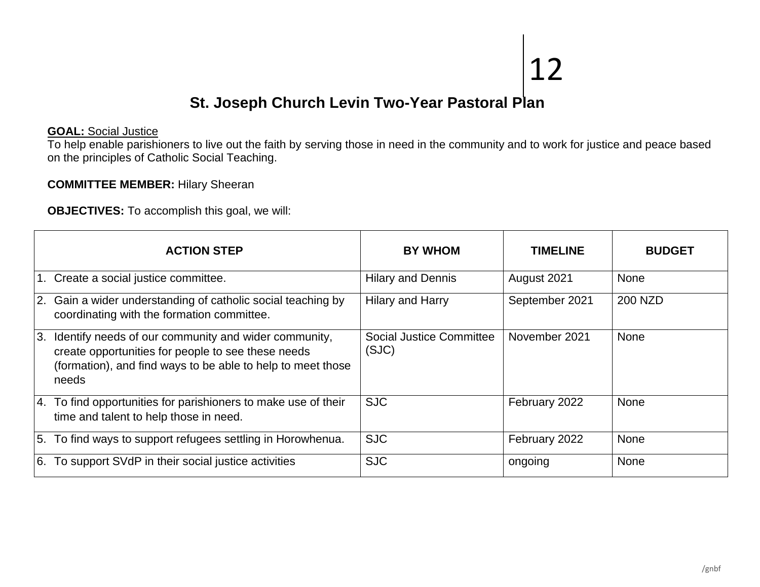# St. Joseph Church Levin Two-Year Pastoral Plan

**GOAL:** Social Justice
To help enable parishioners to live out the faith by serving those in need in the community and to work for justice and peace based on the principles of Catholic Social Teaching.

**COMMITTEE MEMBER:** Hilary Sheeran

**OBJECTIVES:** To accomplish this goal, we will:

| ACTION STEP | BY WHOM | TIMELINE | BUDGET |
|---|---|---|---|
| 1. Create a social justice committee. | Hilary and Dennis | August 2021 | None |
| 2. Gain a wider understanding of catholic social teaching by coordinating with the formation committee. | Hilary and Harry | September 2021 | 200 NZD |
| 3. Identify needs of our community and wider community, create opportunities for people to see these needs (formation), and find ways to be able to help to meet those needs | Social Justice Committee (SJC) | November 2021 | None |
| 4. To find opportunities for parishioners to make use of their time and talent to help those in need. | SJC | February 2022 | None |
| 5. To find ways to support refugees settling in Horowhenua. | SJC | February 2022 | None |
| 6. To support SVdP in their social justice activities | SJC | ongoing | None |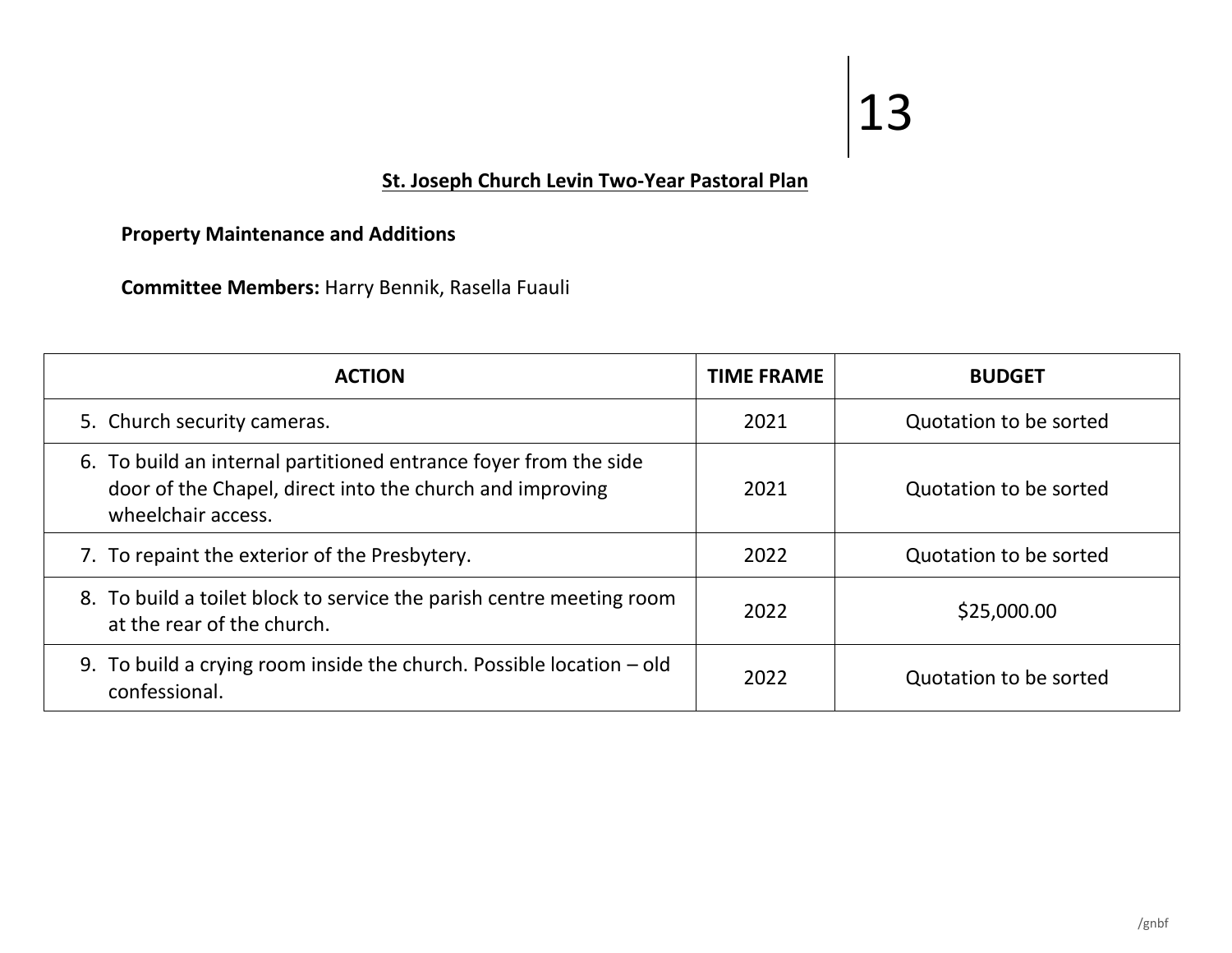**St. Joseph Church Levin Two-Year Pastoral Plan**

**Property Maintenance and Additions**

**Committee Members:** Harry Bennik, Rasella Fuauli

| ACTION | TIME FRAME | BUDGET |
|---|---|---|
| 5. Church security cameras. | 2021 | Quotation to be sorted |
| 6. To build an internal partitioned entrance foyer from the side door of the Chapel, direct into the church and improving wheelchair access. | 2021 | Quotation to be sorted |
| 7. To repaint the exterior of the Presbytery. | 2022 | Quotation to be sorted |
| 8. To build a toilet block to service the parish centre meeting room at the rear of the church. | 2022 | $25,000.00 |
| 9. To build a crying room inside the church. Possible location – old confessional. | 2022 | Quotation to be sorted |

/gnbf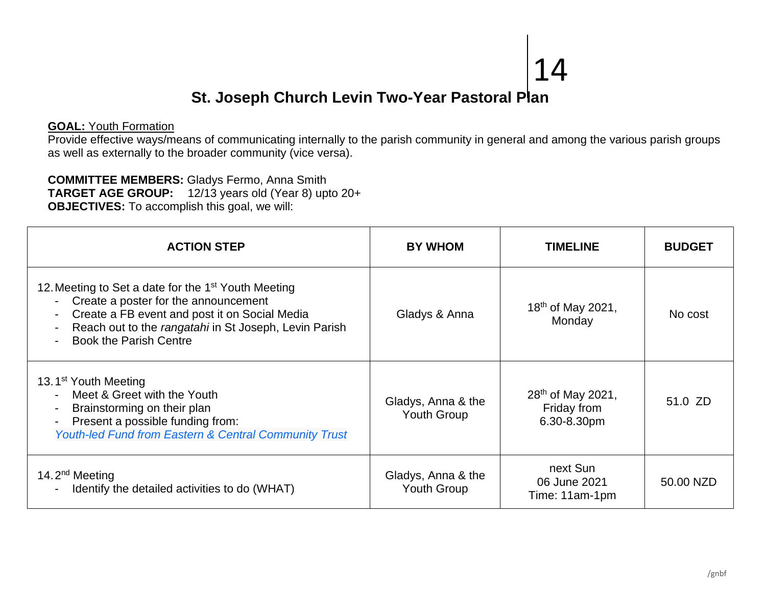# St. Joseph Church Levin Two-Year Pastoral Plan

**GOAL:** Youth Formation
Provide effective ways/means of communicating internally to the parish community in general and among the various parish groups as well as externally to the broader community (vice versa).

**COMMITTEE MEMBERS:** Gladys Fermo, Anna Smith
**TARGET AGE GROUP:** 12/13 years old (Year 8) upto 20+
**OBJECTIVES:** To accomplish this goal, we will:

| ACTION STEP | BY WHOM | TIMELINE | BUDGET |
| --- | --- | --- | --- |
| 12. Meeting to Set a date for the 1st Youth Meeting<br>- Create a poster for the announcement<br>- Create a FB event and post it on Social Media<br>- Reach out to the *rangatahi* in St Joseph, Levin Parish<br>- Book the Parish Centre | Gladys & Anna | 18th of May 2021, Monday | No cost |
| 13. 1st Youth Meeting<br>- Meet & Greet with the Youth<br>- Brainstorming on their plan<br>- Present a possible funding from:<br>*Youth-led Fund from Eastern & Central Community Trust* | Gladys, Anna & the Youth Group | 28th of May 2021, Friday from 6.30-8.30pm | 51.0 ZD |
| 14. 2nd Meeting<br>- Identify the detailed activities to do (WHAT) | Gladys, Anna & the Youth Group | next Sun 06 June 2021 Time: 11am-1pm | 50.00 NZD |

/gnbf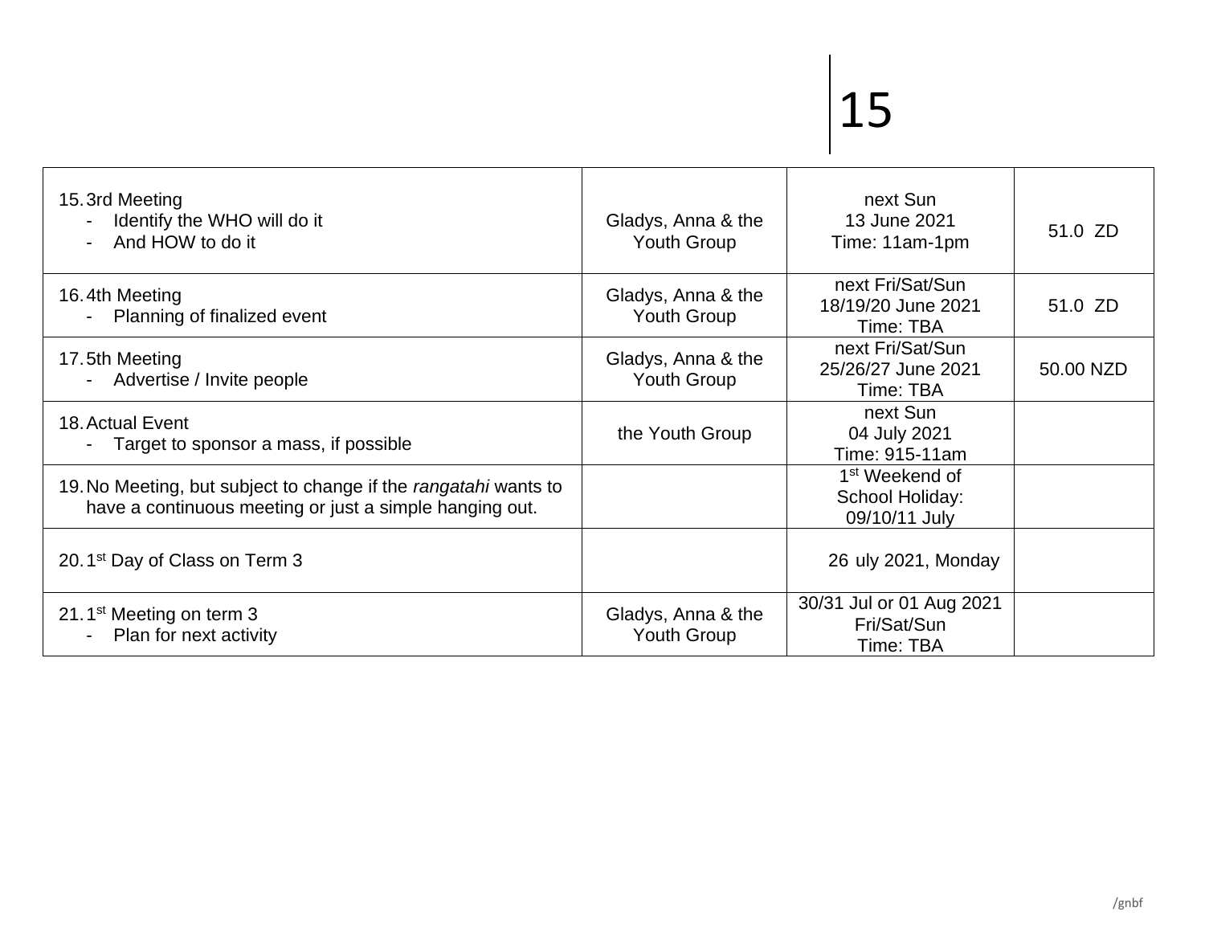| 15. 3rd Meeting<br>- Identify the WHO will do it<br>- And HOW to do it | Gladys, Anna & the Youth Group | next Sun<br>13 June 2021<br>Time: 11am-1pm | 51.0 ZD |
|---|---|---|---|
| 16. 4th Meeting<br>- Planning of finalized event | Gladys, Anna & the Youth Group | next Fri/Sat/Sun<br>18/19/20 June 2021<br>Time: TBA | 51.0 ZD |
| 17. 5th Meeting<br>- Advertise / Invite people | Gladys, Anna & the Youth Group | next Fri/Sat/Sun<br>25/26/27 June 2021<br>Time: TBA | 50.00 NZD |
| 18. Actual Event<br>- Target to sponsor a mass, if possible | the Youth Group | next Sun<br>04 July 2021<br>Time: 915-11am | |
| 19. No Meeting, but subject to change if the *rangatahi* wants to have a continuous meeting or just a simple hanging out. | | 1st Weekend of School Holiday:<br>09/10/11 July | |
| 20. 1st Day of Class on Term 3 | | 26 uly 2021, Monday | |
| 21. 1st Meeting on term 3<br>- Plan for next activity | Gladys, Anna & the Youth Group | 30/31 Jul or 01 Aug 2021<br>Fri/Sat/Sun<br>Time: TBA | |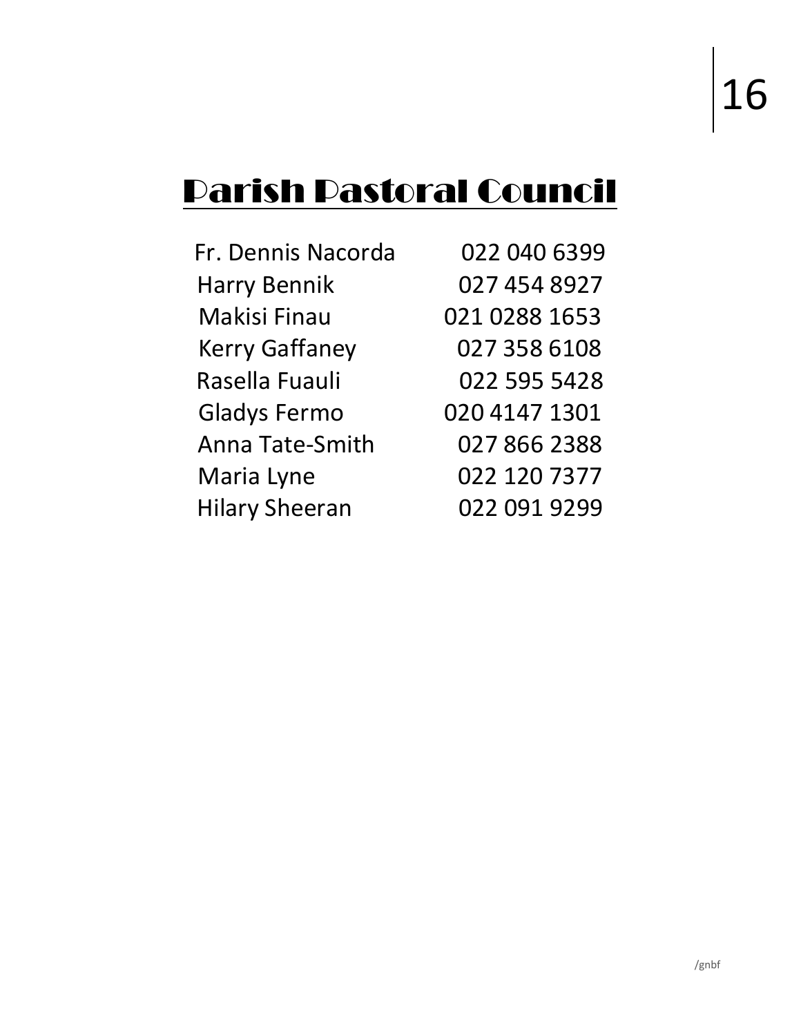# Parish Pastoral Council

| | |
|---|---|
| Fr. Dennis Nacorda | 022 040 6399 |
| Harry Bennik | 027 454 8927 |
| Makisi Finau | 021 0288 1653 |
| Kerry Gaffaney | 027 358 6108 |
| Rasella Fuauli | 022 595 5428 |
| Gladys Fermo | 020 4147 1301 |
| Anna Tate-Smith | 027 866 2388 |
| Maria Lyne | 022 120 7377 |
| Hilary Sheeran | 022 091 9299 |

/gnbf